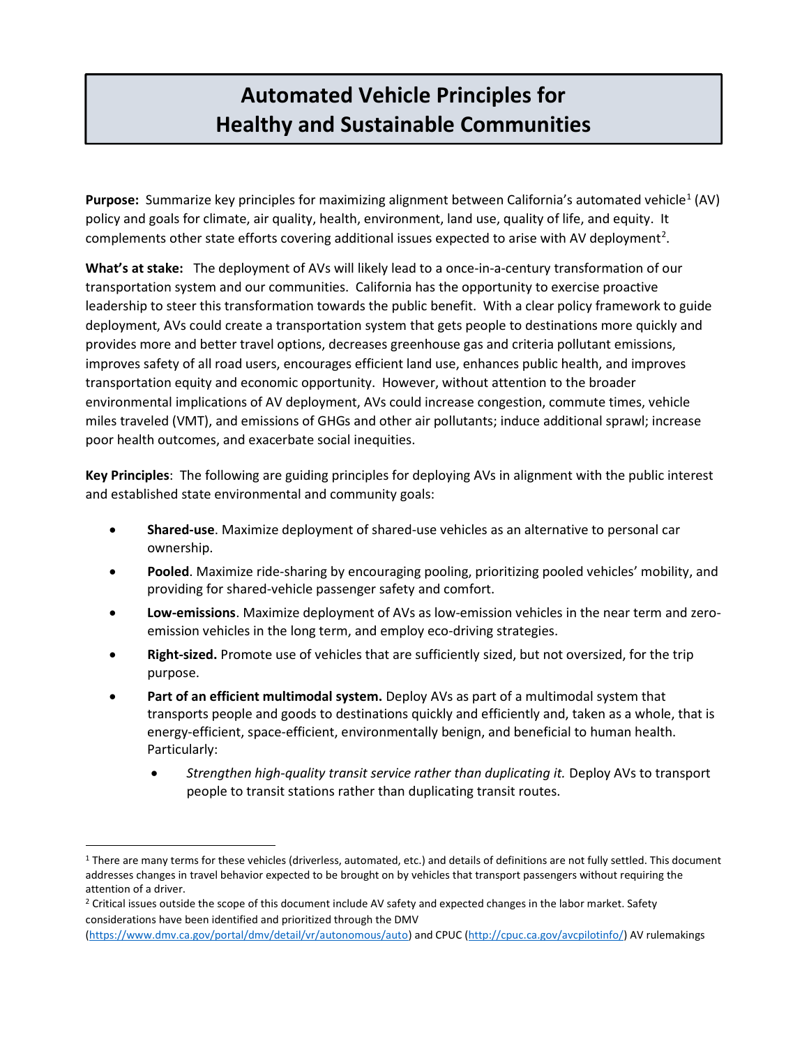# Automated Vehicle Principles for Healthy and Sustainable Communities

**Purpose:** Summarize key principles for maximizing alignment between California's automated vehicle[1] (AV) policy and goals for climate, air quality, health, environment, land use, quality of life, and equity. It complements other state efforts covering additional issues expected to arise with AV deployment[2].

**What's at stake:** The deployment of AVs will likely lead to a once-in-a-century transformation of our transportation system and our communities. California has the opportunity to exercise proactive leadership to steer this transformation towards the public benefit. With a clear policy framework to guide deployment, AVs could create a transportation system that gets people to destinations more quickly and provides more and better travel options, decreases greenhouse gas and criteria pollutant emissions, improves safety of all road users, encourages efficient land use, enhances public health, and improves transportation equity and economic opportunity. However, without attention to the broader environmental implications of AV deployment, AVs could increase congestion, commute times, vehicle miles traveled (VMT), and emissions of GHGs and other air pollutants; induce additional sprawl; increase poor health outcomes, and exacerbate social inequities.

**Key Principles**: The following are guiding principles for deploying AVs in alignment with the public interest and established state environmental and community goals:

- **Shared-use**. Maximize deployment of shared-use vehicles as an alternative to personal car ownership.
- **Pooled**. Maximize ride-sharing by encouraging pooling, prioritizing pooled vehicles' mobility, and providing for shared-vehicle passenger safety and comfort.
- **Low-emissions**. Maximize deployment of AVs as low-emission vehicles in the near term and zero-emission vehicles in the long term, and employ eco-driving strategies.
- **Right-sized.** Promote use of vehicles that are sufficiently sized, but not oversized, for the trip purpose.
- **Part of an efficient multimodal system.** Deploy AVs as part of a multimodal system that transports people and goods to destinations quickly and efficiently and, taken as a whole, that is energy-efficient, space-efficient, environmentally benign, and beneficial to human health. Particularly:
  - *Strengthen high-quality transit service rather than duplicating it.* Deploy AVs to transport people to transit stations rather than duplicating transit routes.

---

[1] There are many terms for these vehicles (driverless, automated, etc.) and details of definitions are not fully settled. This document addresses changes in travel behavior expected to be brought on by vehicles that transport passengers without requiring the attention of a driver.

[2] Critical issues outside the scope of this document include AV safety and expected changes in the labor market. Safety considerations have been identified and prioritized through the DMV (https://www.dmv.ca.gov/portal/dmv/detail/vr/autonomous/auto) and CPUC (http://cpuc.ca.gov/avcpilotinfo/) AV rulemakings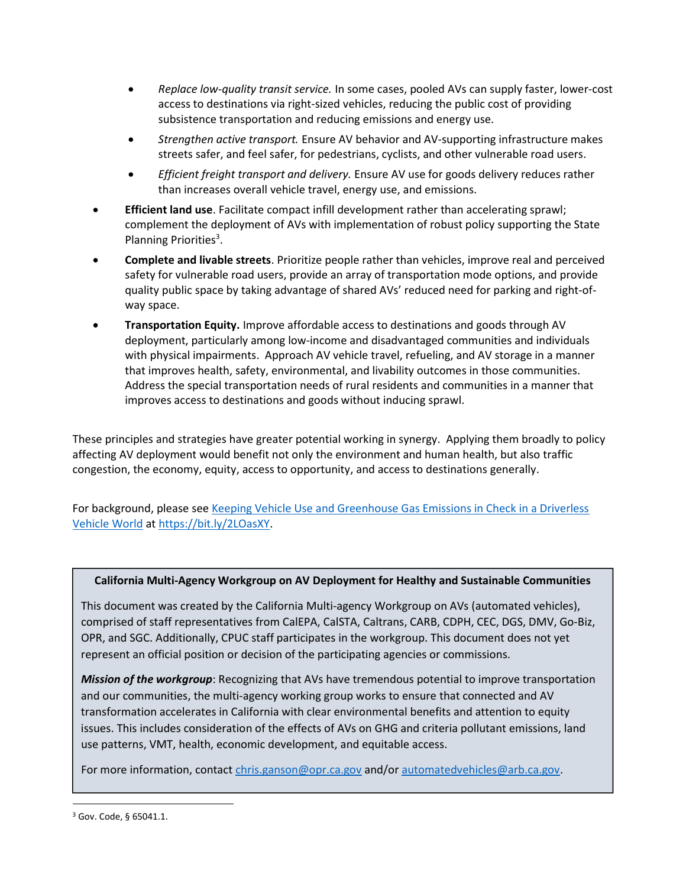- *Replace low-quality transit service.* In some cases, pooled AVs can supply faster, lower-cost access to destinations via right-sized vehicles, reducing the public cost of providing subsistence transportation and reducing emissions and energy use.
    - *Strengthen active transport.* Ensure AV behavior and AV-supporting infrastructure makes streets safer, and feel safer, for pedestrians, cyclists, and other vulnerable road users.
    - *Efficient freight transport and delivery.* Ensure AV use for goods delivery reduces rather than increases overall vehicle travel, energy use, and emissions.
- **Efficient land use**. Facilitate compact infill development rather than accelerating sprawl; complement the deployment of AVs with implementation of robust policy supporting the State Planning Priorities[3].
- **Complete and livable streets**. Prioritize people rather than vehicles, improve real and perceived safety for vulnerable road users, provide an array of transportation mode options, and provide quality public space by taking advantage of shared AVs' reduced need for parking and right-of-way space.
- **Transportation Equity.** Improve affordable access to destinations and goods through AV deployment, particularly among low-income and disadvantaged communities and individuals with physical impairments. Approach AV vehicle travel, refueling, and AV storage in a manner that improves health, safety, environmental, and livability outcomes in those communities. Address the special transportation needs of rural residents and communities in a manner that improves access to destinations and goods without inducing sprawl.

These principles and strategies have greater potential working in synergy. Applying them broadly to policy affecting AV deployment would benefit not only the environment and human health, but also traffic congestion, the economy, equity, access to opportunity, and access to destinations generally.

For background, please see [Keeping Vehicle Use and Greenhouse Gas Emissions in Check in a Driverless Vehicle World](https://bit.ly/2LOasXY) at https://bit.ly/2LOasXY.

**California Multi-Agency Workgroup on AV Deployment for Healthy and Sustainable Communities**

This document was created by the California Multi-agency Workgroup on AVs (automated vehicles), comprised of staff representatives from CalEPA, CalSTA, Caltrans, CARB, CDPH, CEC, DGS, DMV, Go-Biz, OPR, and SGC. Additionally, CPUC staff participates in the workgroup. This document does not yet represent an official position or decision of the participating agencies or commissions.

***Mission of the workgroup***: Recognizing that AVs have tremendous potential to improve transportation and our communities, the multi-agency working group works to ensure that connected and AV transformation accelerates in California with clear environmental benefits and attention to equity issues. This includes consideration of the effects of AVs on GHG and criteria pollutant emissions, land use patterns, VMT, health, economic development, and equitable access.

For more information, contact chris.ganson@opr.ca.gov and/or automatedvehicles@arb.ca.gov.

---

[3] Gov. Code, § 65041.1.